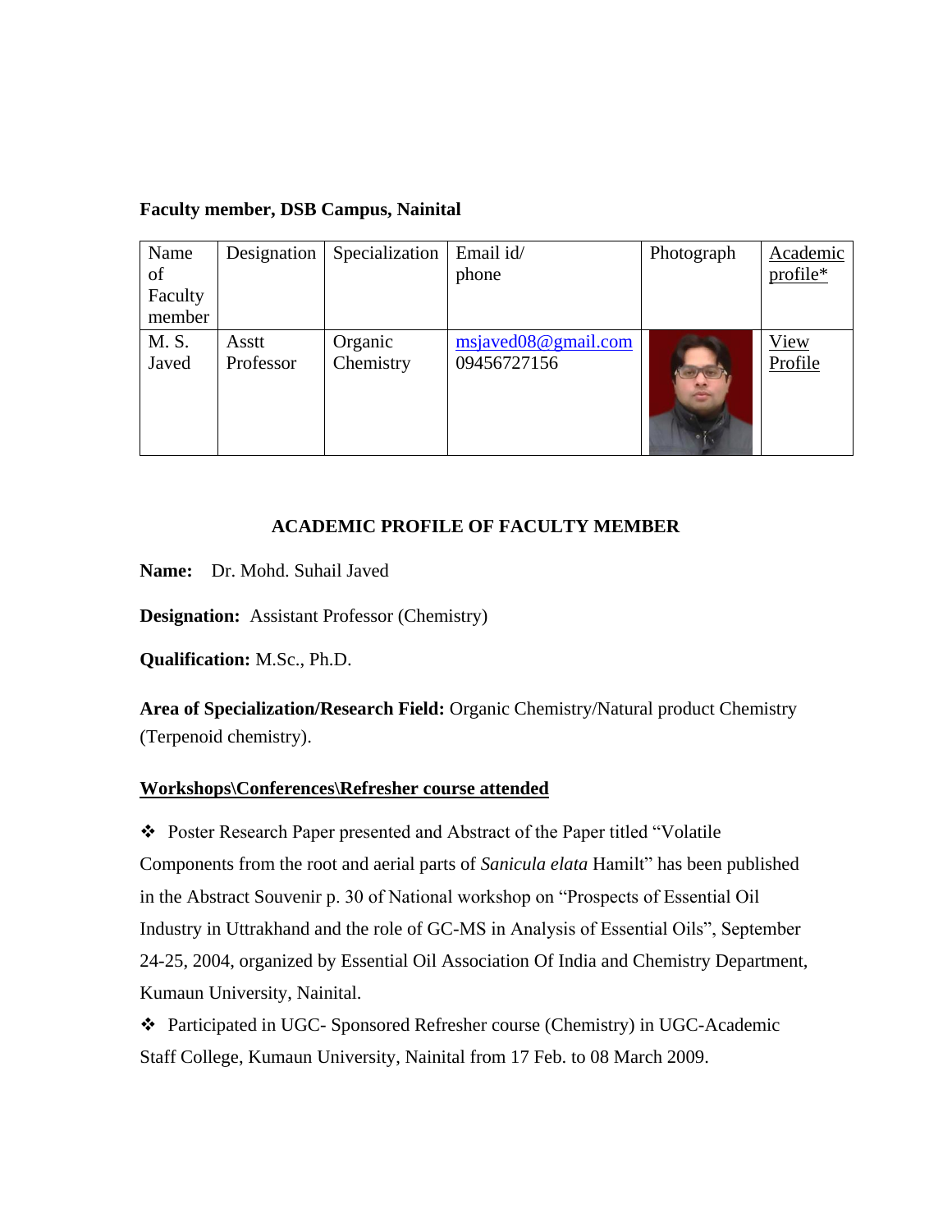**Faculty member, DSB Campus, Nainital**

| Name of Faculty member | Designation | Specialization | Email id/ phone | Photograph | Academic profile* |
|---|---|---|---|---|---|
| M. S. Javed | Asstt Professor | Organic Chemistry | msjaved08@gmail.com 09456727156 | | View Profile |

## ACADEMIC PROFILE OF FACULTY MEMBER

**Name:** Dr. Mohd. Suhail Javed

**Designation:** Assistant Professor (Chemistry)

**Qualification:** M.Sc., Ph.D.

**Area of Specialization/Research Field:** Organic Chemistry/Natural product Chemistry (Terpenoid chemistry).

**Workshops\Conferences\Refresher course attended**

- Poster Research Paper presented and Abstract of the Paper titled "Volatile Components from the root and aerial parts of *Sanicula elata* Hamilt" has been published in the Abstract Souvenir p. 30 of National workshop on "Prospects of Essential Oil Industry in Uttrakhand and the role of GC-MS in Analysis of Essential Oils", September 24-25, 2004, organized by Essential Oil Association Of India and Chemistry Department, Kumaun University, Nainital.
- Participated in UGC- Sponsored Refresher course (Chemistry) in UGC-Academic Staff College, Kumaun University, Nainital from 17 Feb. to 08 March 2009.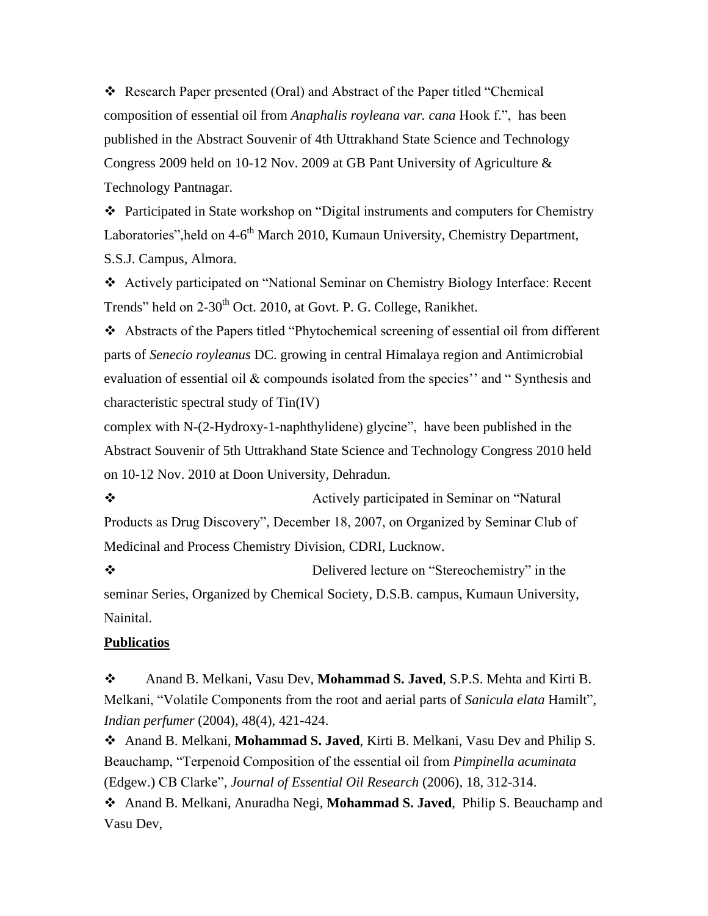- Research Paper presented (Oral) and Abstract of the Paper titled "Chemical composition of essential oil from *Anaphalis royleana var. cana* Hook f.", has been published in the Abstract Souvenir of 4th Uttrakhand State Science and Technology Congress 2009 held on 10-12 Nov. 2009 at GB Pant University of Agriculture & Technology Pantnagar.
- Participated in State workshop on "Digital instruments and computers for Chemistry Laboratories",held on 4-6th March 2010, Kumaun University, Chemistry Department, S.S.J. Campus, Almora.
- Actively participated on "National Seminar on Chemistry Biology Interface: Recent Trends" held on 2-30th Oct. 2010, at Govt. P. G. College, Ranikhet.
- Abstracts of the Papers titled "Phytochemical screening of essential oil from different parts of *Senecio royleanus* DC. growing in central Himalaya region and Antimicrobial evaluation of essential oil & compounds isolated from the species'' and " Synthesis and characteristic spectral study of Tin(IV) complex with N-(2-Hydroxy-1-naphthylidene) glycine", have been published in the Abstract Souvenir of 5th Uttrakhand State Science and Technology Congress 2010 held on 10-12 Nov. 2010 at Doon University, Dehradun.
- Actively participated in Seminar on "Natural Products as Drug Discovery", December 18, 2007, on Organized by Seminar Club of Medicinal and Process Chemistry Division, CDRI, Lucknow.
- Delivered lecture on "Stereochemistry" in the seminar Series, Organized by Chemical Society, D.S.B. campus, Kumaun University, Nainital.

**<u>Publicatios</u>**

- Anand B. Melkani, Vasu Dev, **Mohammad S. Javed**, S.P.S. Mehta and Kirti B. Melkani, "Volatile Components from the root and aerial parts of *Sanicula elata* Hamilt", *Indian perfumer* (2004), 48(4), 421-424.
- Anand B. Melkani, **Mohammad S. Javed**, Kirti B. Melkani, Vasu Dev and Philip S. Beauchamp, "Terpenoid Composition of the essential oil from *Pimpinella acuminata* (Edgew.) CB Clarke", *Journal of Essential Oil Research* (2006), 18, 312-314.
- Anand B. Melkani, Anuradha Negi, **Mohammad S. Javed**, Philip S. Beauchamp and Vasu Dev,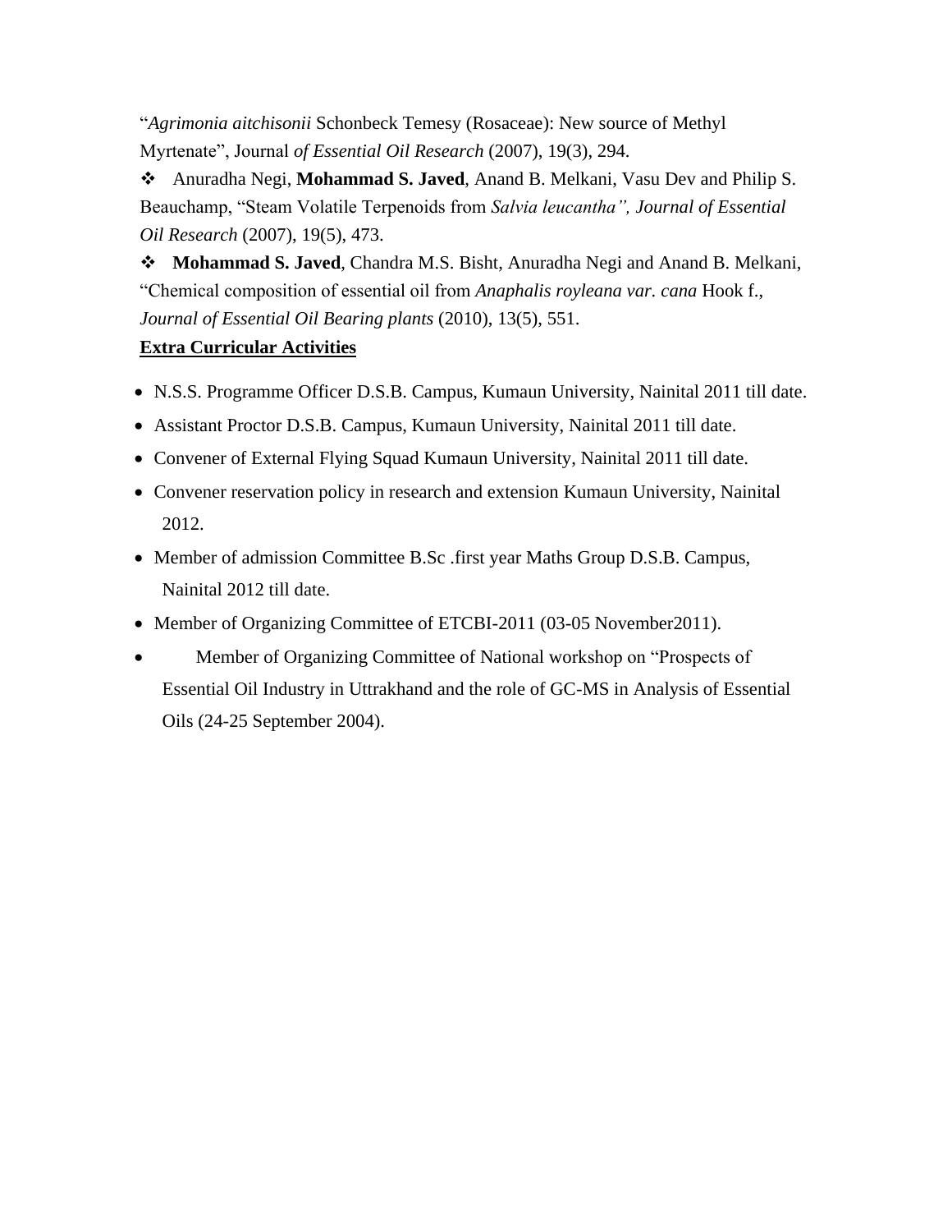"*Agrimonia aitchisonii* Schonbeck Temesy (Rosaceae): New source of Methyl Myrtenate", Journal *of Essential Oil Research* (2007), 19(3), 294.

- Anuradha Negi, **Mohammad S. Javed**, Anand B. Melkani, Vasu Dev and Philip S. Beauchamp, "Steam Volatile Terpenoids from *Salvia leucantha", Journal of Essential Oil Research* (2007), 19(5), 473.
- **Mohammad S. Javed**, Chandra M.S. Bisht, Anuradha Negi and Anand B. Melkani, "Chemical composition of essential oil from *Anaphalis royleana var. cana* Hook f., *Journal of Essential Oil Bearing plants* (2010), 13(5), 551.

**<u>Extra Curricular Activities</u>**

- N.S.S. Programme Officer D.S.B. Campus, Kumaun University, Nainital 2011 till date.
- Assistant Proctor D.S.B. Campus, Kumaun University, Nainital 2011 till date.
- Convener of External Flying Squad Kumaun University, Nainital 2011 till date.
- Convener reservation policy in research and extension Kumaun University, Nainital 2012.
- Member of admission Committee B.Sc .first year Maths Group D.S.B. Campus, Nainital 2012 till date.
- Member of Organizing Committee of ETCBI-2011 (03-05 November2011).
- Member of Organizing Committee of National workshop on "Prospects of Essential Oil Industry in Uttrakhand and the role of GC-MS in Analysis of Essential Oils (24-25 September 2004).